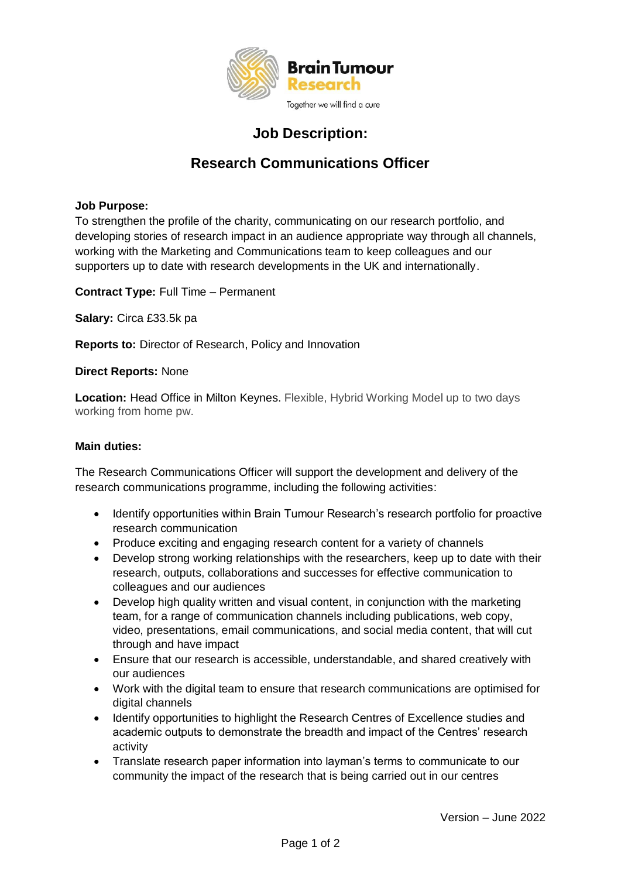Brain Tumour Research

Together we will find a cure

# Job Description:

## Research Communications Officer

**Job Purpose:**
To strengthen the profile of the charity, communicating on our research portfolio, and developing stories of research impact in an audience appropriate way through all channels, working with the Marketing and Communications team to keep colleagues and our supporters up to date with research developments in the UK and internationally.

**Contract Type:** Full Time – Permanent

**Salary:** Circa £33.5k pa

**Reports to:** Director of Research, Policy and Innovation

**Direct Reports:** None

**Location:** Head Office in Milton Keynes. Flexible, Hybrid Working Model up to two days working from home pw.

**Main duties:**

The Research Communications Officer will support the development and delivery of the research communications programme, including the following activities:

- Identify opportunities within Brain Tumour Research's research portfolio for proactive research communication
- Produce exciting and engaging research content for a variety of channels
- Develop strong working relationships with the researchers, keep up to date with their research, outputs, collaborations and successes for effective communication to colleagues and our audiences
- Develop high quality written and visual content, in conjunction with the marketing team, for a range of communication channels including publications, web copy, video, presentations, email communications, and social media content, that will cut through and have impact
- Ensure that our research is accessible, understandable, and shared creatively with our audiences
- Work with the digital team to ensure that research communications are optimised for digital channels
- Identify opportunities to highlight the Research Centres of Excellence studies and academic outputs to demonstrate the breadth and impact of the Centres' research activity
- Translate research paper information into layman's terms to communicate to our community the impact of the research that is being carried out in our centres

Version – June 2022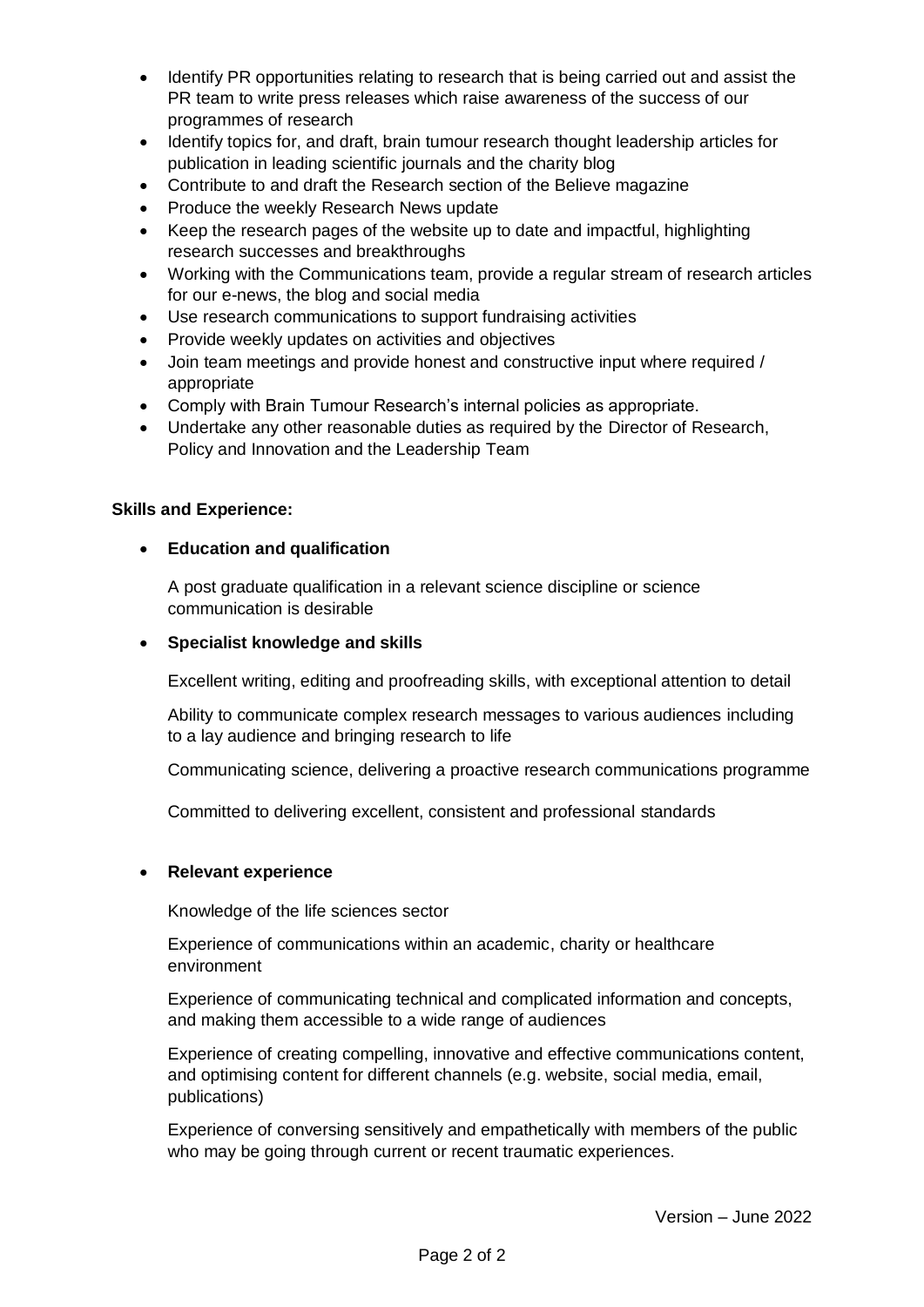- Identify PR opportunities relating to research that is being carried out and assist the PR team to write press releases which raise awareness of the success of our programmes of research
- Identify topics for, and draft, brain tumour research thought leadership articles for publication in leading scientific journals and the charity blog
- Contribute to and draft the Research section of the Believe magazine
- Produce the weekly Research News update
- Keep the research pages of the website up to date and impactful, highlighting research successes and breakthroughs
- Working with the Communications team, provide a regular stream of research articles for our e-news, the blog and social media
- Use research communications to support fundraising activities
- Provide weekly updates on activities and objectives
- Join team meetings and provide honest and constructive input where required / appropriate
- Comply with Brain Tumour Research's internal policies as appropriate.
- Undertake any other reasonable duties as required by the Director of Research, Policy and Innovation and the Leadership Team

**Skills and Experience:**

- **Education and qualification**

  A post graduate qualification in a relevant science discipline or science communication is desirable

- **Specialist knowledge and skills**

  Excellent writing, editing and proofreading skills, with exceptional attention to detail

  Ability to communicate complex research messages to various audiences including to a lay audience and bringing research to life

  Communicating science, delivering a proactive research communications programme

  Committed to delivering excellent, consistent and professional standards

- **Relevant experience**

  Knowledge of the life sciences sector

  Experience of communications within an academic, charity or healthcare environment

  Experience of communicating technical and complicated information and concepts, and making them accessible to a wide range of audiences

  Experience of creating compelling, innovative and effective communications content, and optimising content for different channels (e.g. website, social media, email, publications)

  Experience of conversing sensitively and empathetically with members of the public who may be going through current or recent traumatic experiences.

Version – June 2022